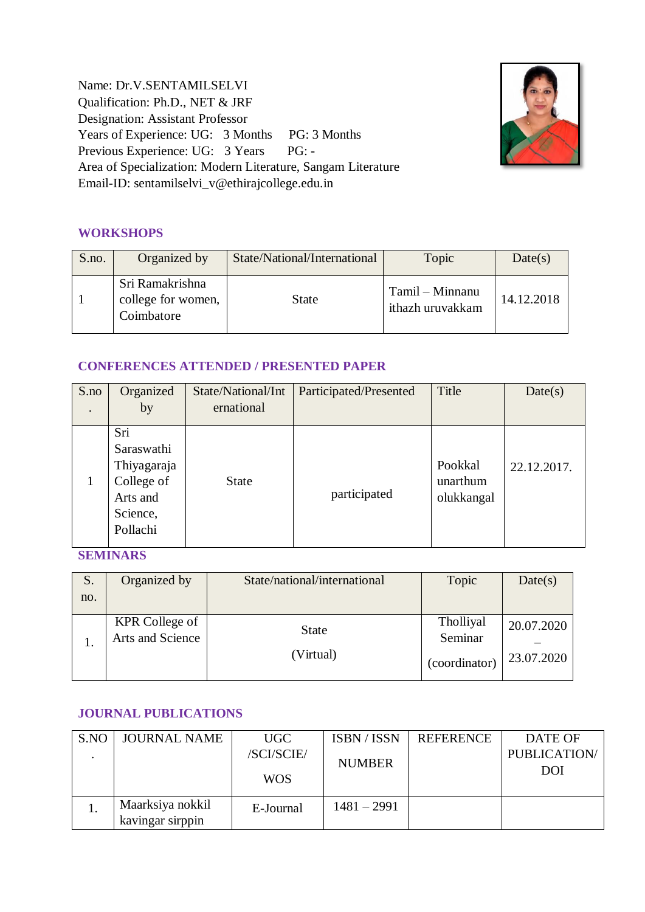Name: Dr.V.SENTAMILSELVI
Qualification: Ph.D., NET & JRF
Designation: Assistant Professor
Years of Experience: UG: 3 Months PG: 3 Months
Previous Experience: UG: 3 Years PG: -
Area of Specialization: Modern Literature, Sangam Literature
Email-ID: sentamilselvi_v@ethirajcollege.edu.in

## WORKSHOPS

| S.no. | Organized by | State/National/International | Topic | Date(s) |
|---|---|---|---|---|
| 1 | Sri Ramakrishna college for women, Coimbatore | State | Tamil – Minnanu ithazh uruvakkam | 14.12.2018 |

## CONFERENCES ATTENDED / PRESENTED PAPER

| S.no. | Organized by | State/National/International | Participated/Presented | Title | Date(s) |
|---|---|---|---|---|---|
| 1 | Sri Saraswathi Thiyagaraja College of Arts and Science, Pollachi | State | participated | Pookkal unarthum olukkangal | 22.12.2017. |

## SEMINARS

| S. no. | Organized by | State/national/international | Topic | Date(s) |
|---|---|---|---|---|
| 1. | KPR College of Arts and Science | State (Virtual) | Tholliyal Seminar (coordinator) | 20.07.2020 – 23.07.2020 |

## JOURNAL PUBLICATIONS

| S.NO. | JOURNAL NAME | UGC /SCI/SCIE/ WOS | ISBN / ISSN NUMBER | REFERENCE | DATE OF PUBLICATION/ DOI |
|---|---|---|---|---|---|
| 1. | Maarksiya nokkil kavingar sirppin | E-Journal | 1481 – 2991 | | |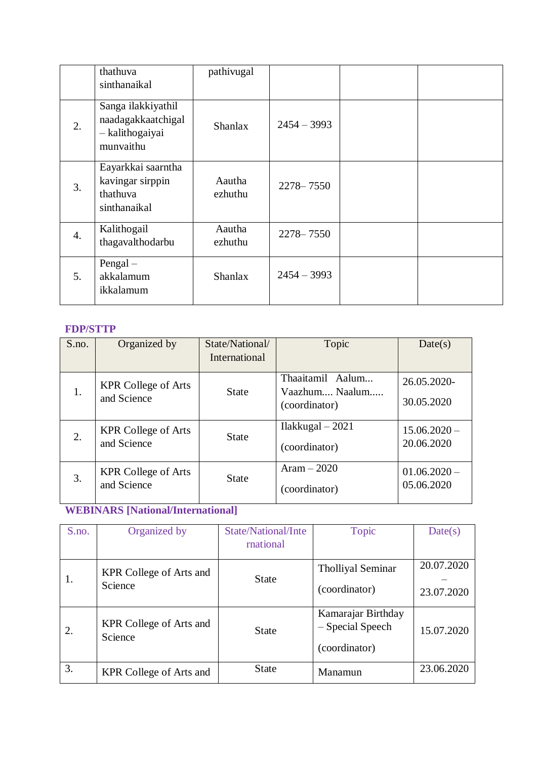|  |  |  |  |  |  |
|---|---|---|---|---|---|
|  | thathuva sinthanaikal | pathivugal |  |  |  |
| 2. | Sanga ilakkiyathil naadagakkaatchigal – kalithogaiyai munvaithu | Shanlax | 2454 – 3993 |  |  |
| 3. | Eayarkkai saarntha kavingar sirppin thathuva sinthanaikal | Aautha ezhuthu | 2278– 7550 |  |  |
| 4. | Kalithogail thagavalthodarbu | Aautha ezhuthu | 2278– 7550 |  |  |
| 5. | Pengal – akkalamum ikkalamum | Shanlax | 2454 – 3993 |  |  |

**FDP/STTP**

| S.no. | Organized by | State/National/ International | Topic | Date(s) |
|---|---|---|---|---|
| 1. | KPR College of Arts and Science | State | Thaaitamil Aalum... Vaazhum.... Naalum..... (coordinator) | 26.05.2020- 30.05.2020 |
| 2. | KPR College of Arts and Science | State | Ilakkugal – 2021 (coordinator) | 15.06.2020 – 20.06.2020 |
| 3. | KPR College of Arts and Science | State | Aram – 2020 (coordinator) | 01.06.2020 – 05.06.2020 |

**WEBINARS [National/International]**

| S.no. | Organized by | State/National/International | Topic | Date(s) |
|---|---|---|---|---|
| 1. | KPR College of Arts and Science | State | Tholliyal Seminar (coordinator) | 20.07.2020 – 23.07.2020 |
| 2. | KPR College of Arts and Science | State | Kamarajar Birthday – Special Speech (coordinator) | 15.07.2020 |
| 3. | KPR College of Arts and | State | Manamun | 23.06.2020 |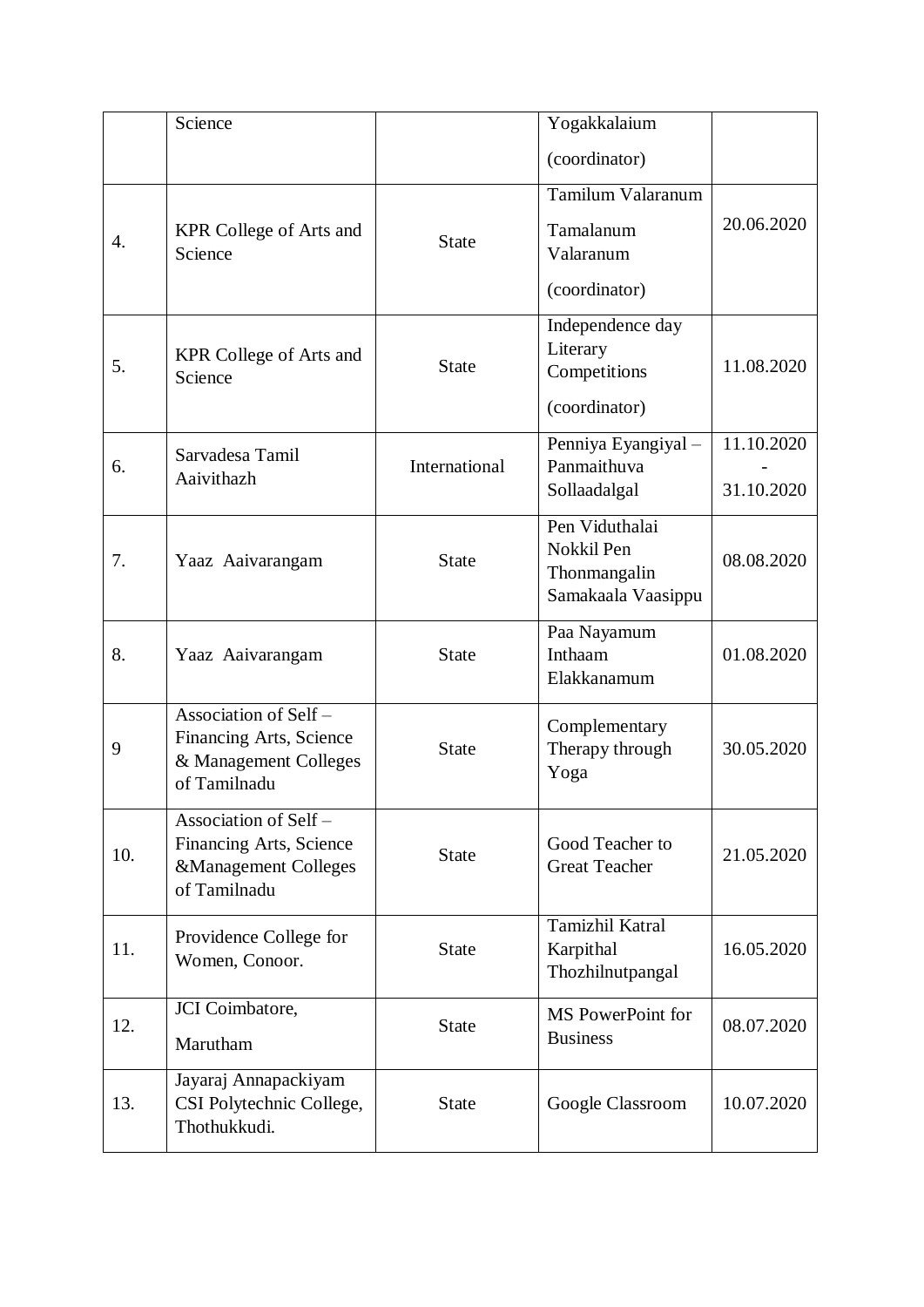| | | | | |
|---|---|---|---|---|
| | Science | | Yogakkalaium (coordinator) | |
| 4. | KPR College of Arts and Science | State | Tamilum Valaranum Tamalanum Valaranum (coordinator) | 20.06.2020 |
| 5. | KPR College of Arts and Science | State | Independence day Literary Competitions (coordinator) | 11.08.2020 |
| 6. | Sarvadesa Tamil Aaivithazh | International | Penniya Eyangiyal – Panmaithuva Sollaadalgal | 11.10.2020 - 31.10.2020 |
| 7. | Yaaz Aaivarangam | State | Pen Viduthalai Nokkil Pen Thonmangalin Samakaala Vaasippu | 08.08.2020 |
| 8. | Yaaz Aaivarangam | State | Paa Nayamum Inthaam Elakkanamum | 01.08.2020 |
| 9 | Association of Self – Financing Arts, Science & Management Colleges of Tamilnadu | State | Complementary Therapy through Yoga | 30.05.2020 |
| 10. | Association of Self – Financing Arts, Science &Management Colleges of Tamilnadu | State | Good Teacher to Great Teacher | 21.05.2020 |
| 11. | Providence College for Women, Conoor. | State | Tamizhil Katral Karpithal Thozhilnutpangal | 16.05.2020 |
| 12. | JCI Coimbatore, Marutham | State | MS PowerPoint for Business | 08.07.2020 |
| 13. | Jayaraj Annapackiyam CSI Polytechnic College, Thothukkudi. | State | Google Classroom | 10.07.2020 |